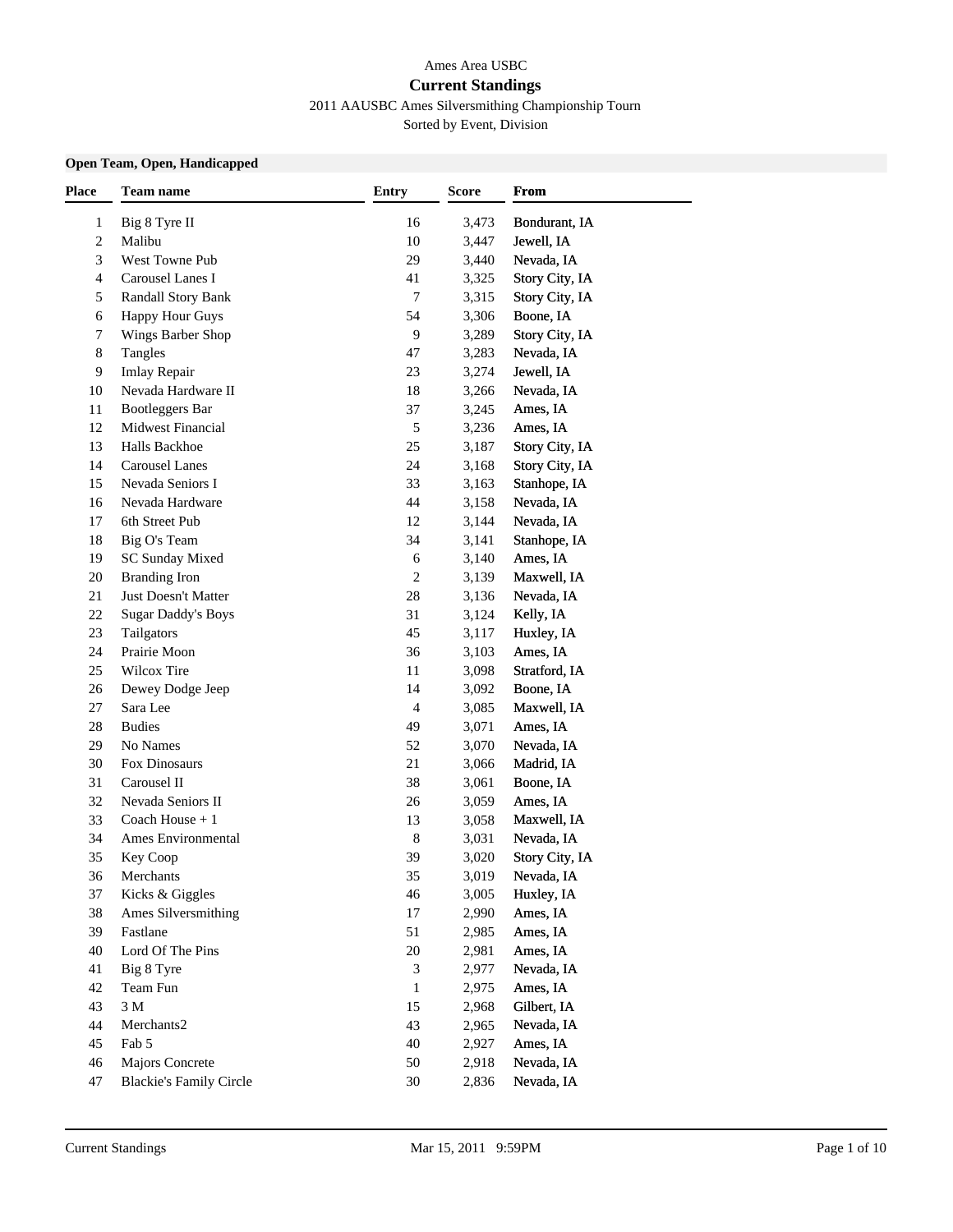Ames Area USBC

## Current Standings

2011 AAUSBC Ames Silversmithing Championship Tourn

Sorted by Event, Division

### Open Team, Open, Handicapped

| Place | Team name | Entry | Score | From |
|---|---|---|---|---|
| 1 | Big 8 Tyre II | 16 | 3,473 | Bondurant, IA |
| 2 | Malibu | 10 | 3,447 | Jewell, IA |
| 3 | West Towne Pub | 29 | 3,440 | Nevada, IA |
| 4 | Carousel Lanes I | 41 | 3,325 | Story City, IA |
| 5 | Randall Story Bank | 7 | 3,315 | Story City, IA |
| 6 | Happy Hour Guys | 54 | 3,306 | Boone, IA |
| 7 | Wings Barber Shop | 9 | 3,289 | Story City, IA |
| 8 | Tangles | 47 | 3,283 | Nevada, IA |
| 9 | Imlay Repair | 23 | 3,274 | Jewell, IA |
| 10 | Nevada Hardware II | 18 | 3,266 | Nevada, IA |
| 11 | Bootleggers Bar | 37 | 3,245 | Ames, IA |
| 12 | Midwest Financial | 5 | 3,236 | Ames, IA |
| 13 | Halls Backhoe | 25 | 3,187 | Story City, IA |
| 14 | Carousel Lanes | 24 | 3,168 | Story City, IA |
| 15 | Nevada Seniors I | 33 | 3,163 | Stanhope, IA |
| 16 | Nevada Hardware | 44 | 3,158 | Nevada, IA |
| 17 | 6th Street Pub | 12 | 3,144 | Nevada, IA |
| 18 | Big O's Team | 34 | 3,141 | Stanhope, IA |
| 19 | SC Sunday Mixed | 6 | 3,140 | Ames, IA |
| 20 | Branding Iron | 2 | 3,139 | Maxwell, IA |
| 21 | Just Doesn't Matter | 28 | 3,136 | Nevada, IA |
| 22 | Sugar Daddy's Boys | 31 | 3,124 | Kelly, IA |
| 23 | Tailgators | 45 | 3,117 | Huxley, IA |
| 24 | Prairie Moon | 36 | 3,103 | Ames, IA |
| 25 | Wilcox Tire | 11 | 3,098 | Stratford, IA |
| 26 | Dewey Dodge Jeep | 14 | 3,092 | Boone, IA |
| 27 | Sara Lee | 4 | 3,085 | Maxwell, IA |
| 28 | Budies | 49 | 3,071 | Ames, IA |
| 29 | No Names | 52 | 3,070 | Nevada, IA |
| 30 | Fox Dinosaurs | 21 | 3,066 | Madrid, IA |
| 31 | Carousel II | 38 | 3,061 | Boone, IA |
| 32 | Nevada Seniors II | 26 | 3,059 | Ames, IA |
| 33 | Coach House + 1 | 13 | 3,058 | Maxwell, IA |
| 34 | Ames Environmental | 8 | 3,031 | Nevada, IA |
| 35 | Key Coop | 39 | 3,020 | Story City, IA |
| 36 | Merchants | 35 | 3,019 | Nevada, IA |
| 37 | Kicks & Giggles | 46 | 3,005 | Huxley, IA |
| 38 | Ames Silversmithing | 17 | 2,990 | Ames, IA |
| 39 | Fastlane | 51 | 2,985 | Ames, IA |
| 40 | Lord Of The Pins | 20 | 2,981 | Ames, IA |
| 41 | Big 8 Tyre | 3 | 2,977 | Nevada, IA |
| 42 | Team Fun | 1 | 2,975 | Ames, IA |
| 43 | 3 M | 15 | 2,968 | Gilbert, IA |
| 44 | Merchants2 | 43 | 2,965 | Nevada, IA |
| 45 | Fab 5 | 40 | 2,927 | Ames, IA |
| 46 | Majors Concrete | 50 | 2,918 | Nevada, IA |
| 47 | Blackie's Family Circle | 30 | 2,836 | Nevada, IA |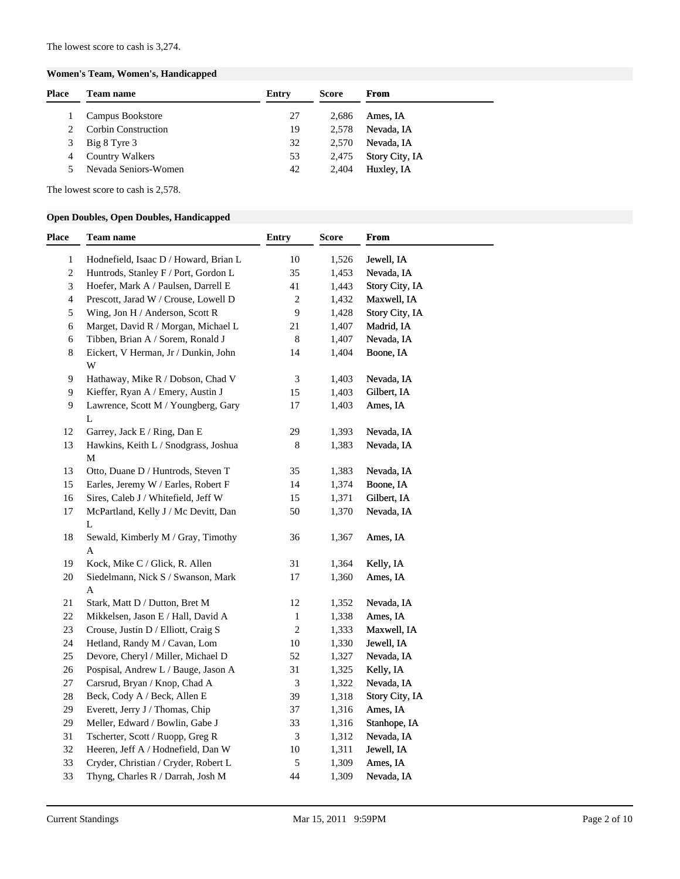The lowest score to cash is 3,274.

**Women's Team, Women's, Handicapped**

| Place | Team name | Entry | Score | From |
|---|---|---|---|---|
| 1 | Campus Bookstore | 27 | 2,686 | Ames, IA |
| 2 | Corbin Construction | 19 | 2,578 | Nevada, IA |
| 3 | Big 8 Tyre 3 | 32 | 2,570 | Nevada, IA |
| 4 | Country Walkers | 53 | 2,475 | Story City, IA |
| 5 | Nevada Seniors-Women | 42 | 2,404 | Huxley, IA |

The lowest score to cash is 2,578.

**Open Doubles, Open Doubles, Handicapped**

| Place | Team name | Entry | Score | From |
|---|---|---|---|---|
| 1 | Hodnefield, Isaac D / Howard, Brian L | 10 | 1,526 | Jewell, IA |
| 2 | Huntrods, Stanley F / Port, Gordon L | 35 | 1,453 | Nevada, IA |
| 3 | Hoefer, Mark A / Paulsen, Darrell E | 41 | 1,443 | Story City, IA |
| 4 | Prescott, Jarad W / Crouse, Lowell D | 2 | 1,432 | Maxwell, IA |
| 5 | Wing, Jon H / Anderson, Scott R | 9 | 1,428 | Story City, IA |
| 6 | Marget, David R / Morgan, Michael L | 21 | 1,407 | Madrid, IA |
| 6 | Tibben, Brian A / Sorem, Ronald J | 8 | 1,407 | Nevada, IA |
| 8 | Eickert, V Herman, Jr / Dunkin, John W | 14 | 1,404 | Boone, IA |
| 9 | Hathaway, Mike R / Dobson, Chad V | 3 | 1,403 | Nevada, IA |
| 9 | Kieffer, Ryan A / Emery, Austin J | 15 | 1,403 | Gilbert, IA |
| 9 | Lawrence, Scott M / Youngberg, Gary L | 17 | 1,403 | Ames, IA |
| 12 | Garrey, Jack E / Ring, Dan E | 29 | 1,393 | Nevada, IA |
| 13 | Hawkins, Keith L / Snodgrass, Joshua M | 8 | 1,383 | Nevada, IA |
| 13 | Otto, Duane D / Huntrods, Steven T | 35 | 1,383 | Nevada, IA |
| 15 | Earles, Jeremy W / Earles, Robert F | 14 | 1,374 | Boone, IA |
| 16 | Sires, Caleb J / Whitefield, Jeff W | 15 | 1,371 | Gilbert, IA |
| 17 | McPartland, Kelly J / Mc Devitt, Dan L | 50 | 1,370 | Nevada, IA |
| 18 | Sewald, Kimberly M / Gray, Timothy A | 36 | 1,367 | Ames, IA |
| 19 | Kock, Mike C / Glick, R. Allen | 31 | 1,364 | Kelly, IA |
| 20 | Siedelmann, Nick S / Swanson, Mark A | 17 | 1,360 | Ames, IA |
| 21 | Stark, Matt D / Dutton, Bret M | 12 | 1,352 | Nevada, IA |
| 22 | Mikkelsen, Jason E / Hall, David A | 1 | 1,338 | Ames, IA |
| 23 | Crouse, Justin D / Elliott, Craig S | 2 | 1,333 | Maxwell, IA |
| 24 | Hetland, Randy M / Cavan, Lom | 10 | 1,330 | Jewell, IA |
| 25 | Devore, Cheryl / Miller, Michael D | 52 | 1,327 | Nevada, IA |
| 26 | Pospisal, Andrew L / Bauge, Jason A | 31 | 1,325 | Kelly, IA |
| 27 | Carsrud, Bryan / Knop, Chad A | 3 | 1,322 | Nevada, IA |
| 28 | Beck, Cody A / Beck, Allen E | 39 | 1,318 | Story City, IA |
| 29 | Everett, Jerry J / Thomas, Chip | 37 | 1,316 | Ames, IA |
| 29 | Meller, Edward / Bowlin, Gabe J | 33 | 1,316 | Stanhope, IA |
| 31 | Tscherter, Scott / Ruopp, Greg R | 3 | 1,312 | Nevada, IA |
| 32 | Heeren, Jeff A / Hodnefield, Dan W | 10 | 1,311 | Jewell, IA |
| 33 | Cryder, Christian / Cryder, Robert L | 5 | 1,309 | Ames, IA |
| 33 | Thyng, Charles R / Darrah, Josh M | 44 | 1,309 | Nevada, IA |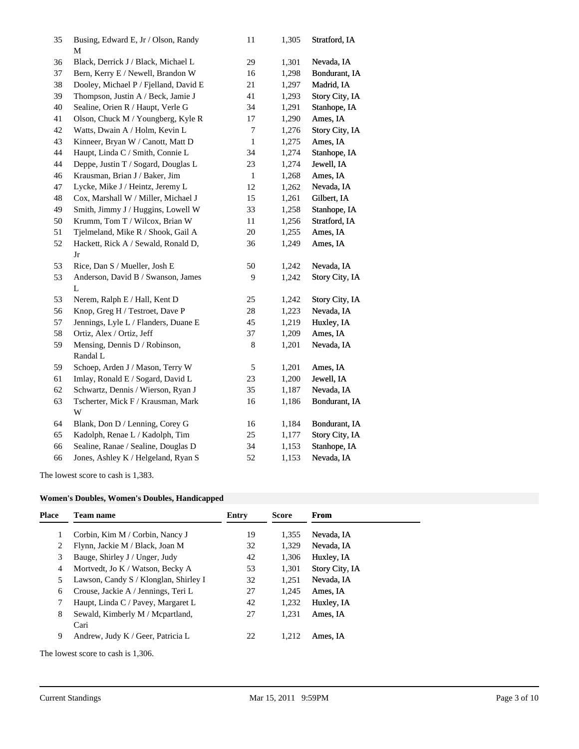| Place | Team name | Entry | Score | From |
|---|---|---|---|---|
| 35 | Busing, Edward E, Jr / Olson, Randy M | 11 | 1,305 | Stratford, IA |
| 36 | Black, Derrick J / Black, Michael L | 29 | 1,301 | Nevada, IA |
| 37 | Bern, Kerry E / Newell, Brandon W | 16 | 1,298 | Bondurant, IA |
| 38 | Dooley, Michael P / Fjelland, David E | 21 | 1,297 | Madrid, IA |
| 39 | Thompson, Justin A / Beck, Jamie J | 41 | 1,293 | Story City, IA |
| 40 | Sealine, Orien R / Haupt, Verle G | 34 | 1,291 | Stanhope, IA |
| 41 | Olson, Chuck M / Youngberg, Kyle R | 17 | 1,290 | Ames, IA |
| 42 | Watts, Dwain A / Holm, Kevin L | 7 | 1,276 | Story City, IA |
| 43 | Kinneer, Bryan W / Canott, Matt D | 1 | 1,275 | Ames, IA |
| 44 | Haupt, Linda C / Smith, Connie L | 34 | 1,274 | Stanhope, IA |
| 44 | Deppe, Justin T / Sogard, Douglas L | 23 | 1,274 | Jewell, IA |
| 46 | Krausman, Brian J / Baker, Jim | 1 | 1,268 | Ames, IA |
| 47 | Lycke, Mike J / Heintz, Jeremy L | 12 | 1,262 | Nevada, IA |
| 48 | Cox, Marshall W / Miller, Michael J | 15 | 1,261 | Gilbert, IA |
| 49 | Smith, Jimmy J / Huggins, Lowell W | 33 | 1,258 | Stanhope, IA |
| 50 | Krumm, Tom T / Wilcox, Brian W | 11 | 1,256 | Stratford, IA |
| 51 | Tjelmeland, Mike R / Shook, Gail A | 20 | 1,255 | Ames, IA |
| 52 | Hackett, Rick A / Sewald, Ronald D, Jr | 36 | 1,249 | Ames, IA |
| 53 | Rice, Dan S / Mueller, Josh E | 50 | 1,242 | Nevada, IA |
| 53 | Anderson, David B / Swanson, James L | 9 | 1,242 | Story City, IA |
| 53 | Nerem, Ralph E / Hall, Kent D | 25 | 1,242 | Story City, IA |
| 56 | Knop, Greg H / Testroet, Dave P | 28 | 1,223 | Nevada, IA |
| 57 | Jennings, Lyle L / Flanders, Duane E | 45 | 1,219 | Huxley, IA |
| 58 | Ortiz, Alex / Ortiz, Jeff | 37 | 1,209 | Ames, IA |
| 59 | Mensing, Dennis D / Robinson, Randal L | 8 | 1,201 | Nevada, IA |
| 59 | Schoep, Arden J / Mason, Terry W | 5 | 1,201 | Ames, IA |
| 61 | Imlay, Ronald E / Sogard, David L | 23 | 1,200 | Jewell, IA |
| 62 | Schwartz, Dennis / Wierson, Ryan J | 35 | 1,187 | Nevada, IA |
| 63 | Tscherter, Mick F / Krausman, Mark W | 16 | 1,186 | Bondurant, IA |
| 64 | Blank, Don D / Lenning, Corey G | 16 | 1,184 | Bondurant, IA |
| 65 | Kadolph, Renae L / Kadolph, Tim | 25 | 1,177 | Story City, IA |
| 66 | Sealine, Ranae / Sealine, Douglas D | 34 | 1,153 | Stanhope, IA |
| 66 | Jones, Ashley K / Helgeland, Ryan S | 52 | 1,153 | Nevada, IA |

The lowest score to cash is 1,383.

## Women's Doubles, Women's Doubles, Handicapped

| Place | Team name | Entry | Score | From |
|---|---|---|---|---|
| 1 | Corbin, Kim M / Corbin, Nancy J | 19 | 1,355 | Nevada, IA |
| 2 | Flynn, Jackie M / Black, Joan M | 32 | 1,329 | Nevada, IA |
| 3 | Bauge, Shirley J / Unger, Judy | 42 | 1,306 | Huxley, IA |
| 4 | Mortvedt, Jo K / Watson, Becky A | 53 | 1,301 | Story City, IA |
| 5 | Lawson, Candy S / Klonglan, Shirley I | 32 | 1,251 | Nevada, IA |
| 6 | Crouse, Jackie A / Jennings, Teri L | 27 | 1,245 | Ames, IA |
| 7 | Haupt, Linda C / Pavey, Margaret L | 42 | 1,232 | Huxley, IA |
| 8 | Sewald, Kimberly M / Mcpartland, Cari | 27 | 1,231 | Ames, IA |
| 9 | Andrew, Judy K / Geer, Patricia L | 22 | 1,212 | Ames, IA |

The lowest score to cash is 1,306.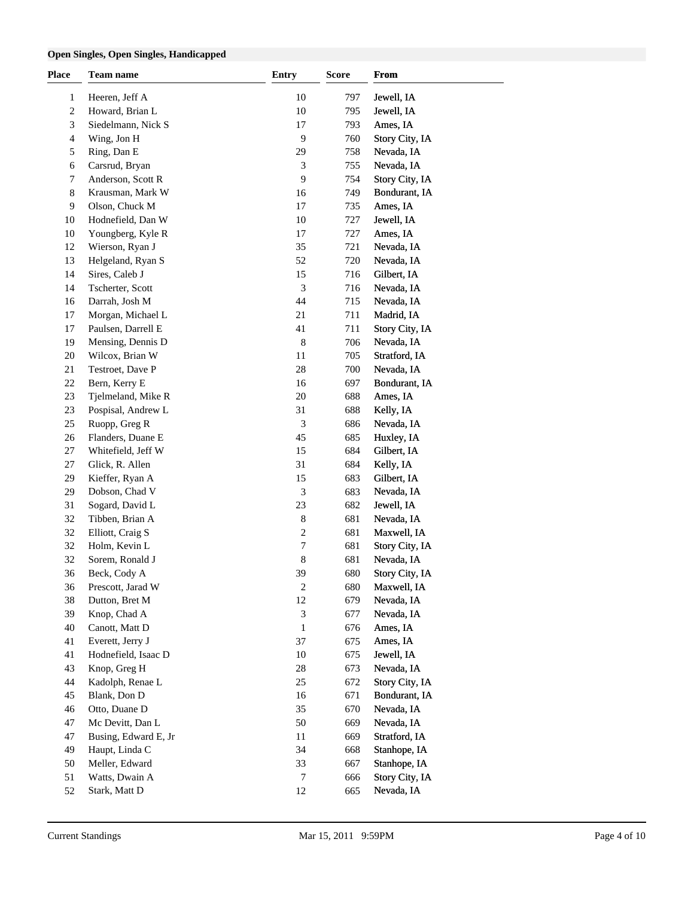**Open Singles, Open Singles, Handicapped**

| Place | Team name | Entry | Score | From |
|---|---|---|---|---|
| 1 | Heeren, Jeff A | 10 | 797 | Jewell, IA |
| 2 | Howard, Brian L | 10 | 795 | Jewell, IA |
| 3 | Siedelmann, Nick S | 17 | 793 | Ames, IA |
| 4 | Wing, Jon H | 9 | 760 | Story City, IA |
| 5 | Ring, Dan E | 29 | 758 | Nevada, IA |
| 6 | Carsrud, Bryan | 3 | 755 | Nevada, IA |
| 7 | Anderson, Scott R | 9 | 754 | Story City, IA |
| 8 | Krausman, Mark W | 16 | 749 | Bondurant, IA |
| 9 | Olson, Chuck M | 17 | 735 | Ames, IA |
| 10 | Hodnefield, Dan W | 10 | 727 | Jewell, IA |
| 10 | Youngberg, Kyle R | 17 | 727 | Ames, IA |
| 12 | Wierson, Ryan J | 35 | 721 | Nevada, IA |
| 13 | Helgeland, Ryan S | 52 | 720 | Nevada, IA |
| 14 | Sires, Caleb J | 15 | 716 | Gilbert, IA |
| 14 | Tscherter, Scott | 3 | 716 | Nevada, IA |
| 16 | Darrah, Josh M | 44 | 715 | Nevada, IA |
| 17 | Morgan, Michael L | 21 | 711 | Madrid, IA |
| 17 | Paulsen, Darrell E | 41 | 711 | Story City, IA |
| 19 | Mensing, Dennis D | 8 | 706 | Nevada, IA |
| 20 | Wilcox, Brian W | 11 | 705 | Stratford, IA |
| 21 | Testroet, Dave P | 28 | 700 | Nevada, IA |
| 22 | Bern, Kerry E | 16 | 697 | Bondurant, IA |
| 23 | Tjelmeland, Mike R | 20 | 688 | Ames, IA |
| 23 | Pospisal, Andrew L | 31 | 688 | Kelly, IA |
| 25 | Ruopp, Greg R | 3 | 686 | Nevada, IA |
| 26 | Flanders, Duane E | 45 | 685 | Huxley, IA |
| 27 | Whitefield, Jeff W | 15 | 684 | Gilbert, IA |
| 27 | Glick, R. Allen | 31 | 684 | Kelly, IA |
| 29 | Kieffer, Ryan A | 15 | 683 | Gilbert, IA |
| 29 | Dobson, Chad V | 3 | 683 | Nevada, IA |
| 31 | Sogard, David L | 23 | 682 | Jewell, IA |
| 32 | Tibben, Brian A | 8 | 681 | Nevada, IA |
| 32 | Elliott, Craig S | 2 | 681 | Maxwell, IA |
| 32 | Holm, Kevin L | 7 | 681 | Story City, IA |
| 32 | Sorem, Ronald J | 8 | 681 | Nevada, IA |
| 36 | Beck, Cody A | 39 | 680 | Story City, IA |
| 36 | Prescott, Jarad W | 2 | 680 | Maxwell, IA |
| 38 | Dutton, Bret M | 12 | 679 | Nevada, IA |
| 39 | Knop, Chad A | 3 | 677 | Nevada, IA |
| 40 | Canott, Matt D | 1 | 676 | Ames, IA |
| 41 | Everett, Jerry J | 37 | 675 | Ames, IA |
| 41 | Hodnefield, Isaac D | 10 | 675 | Jewell, IA |
| 43 | Knop, Greg H | 28 | 673 | Nevada, IA |
| 44 | Kadolph, Renae L | 25 | 672 | Story City, IA |
| 45 | Blank, Don D | 16 | 671 | Bondurant, IA |
| 46 | Otto, Duane D | 35 | 670 | Nevada, IA |
| 47 | Mc Devitt, Dan L | 50 | 669 | Nevada, IA |
| 47 | Busing, Edward E, Jr | 11 | 669 | Stratford, IA |
| 49 | Haupt, Linda C | 34 | 668 | Stanhope, IA |
| 50 | Meller, Edward | 33 | 667 | Stanhope, IA |
| 51 | Watts, Dwain A | 7 | 666 | Story City, IA |
| 52 | Stark, Matt D | 12 | 665 | Nevada, IA |

Current Standings — Mar 15, 2011 9:59PM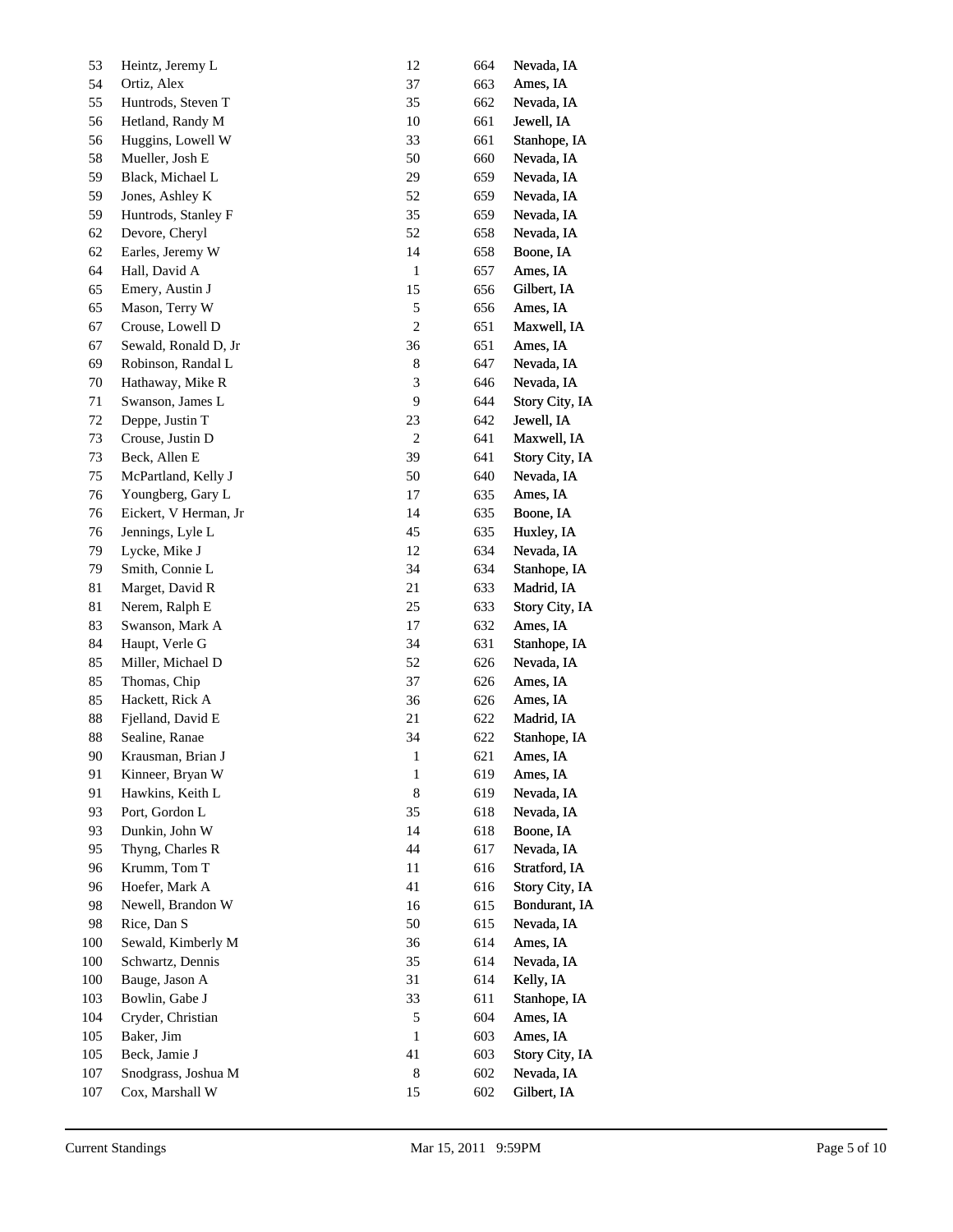| | | | | |
|---|---|---|---|---|
| 53 | Heintz, Jeremy L | 12 | 664 | Nevada, IA |
| 54 | Ortiz, Alex | 37 | 663 | Ames, IA |
| 55 | Huntrods, Steven T | 35 | 662 | Nevada, IA |
| 56 | Hetland, Randy M | 10 | 661 | Jewell, IA |
| 56 | Huggins, Lowell W | 33 | 661 | Stanhope, IA |
| 58 | Mueller, Josh E | 50 | 660 | Nevada, IA |
| 59 | Black, Michael L | 29 | 659 | Nevada, IA |
| 59 | Jones, Ashley K | 52 | 659 | Nevada, IA |
| 59 | Huntrods, Stanley F | 35 | 659 | Nevada, IA |
| 62 | Devore, Cheryl | 52 | 658 | Nevada, IA |
| 62 | Earles, Jeremy W | 14 | 658 | Boone, IA |
| 64 | Hall, David A | 1 | 657 | Ames, IA |
| 65 | Emery, Austin J | 15 | 656 | Gilbert, IA |
| 65 | Mason, Terry W | 5 | 656 | Ames, IA |
| 67 | Crouse, Lowell D | 2 | 651 | Maxwell, IA |
| 67 | Sewald, Ronald D, Jr | 36 | 651 | Ames, IA |
| 69 | Robinson, Randal L | 8 | 647 | Nevada, IA |
| 70 | Hathaway, Mike R | 3 | 646 | Nevada, IA |
| 71 | Swanson, James L | 9 | 644 | Story City, IA |
| 72 | Deppe, Justin T | 23 | 642 | Jewell, IA |
| 73 | Crouse, Justin D | 2 | 641 | Maxwell, IA |
| 73 | Beck, Allen E | 39 | 641 | Story City, IA |
| 75 | McPartland, Kelly J | 50 | 640 | Nevada, IA |
| 76 | Youngberg, Gary L | 17 | 635 | Ames, IA |
| 76 | Eickert, V Herman, Jr | 14 | 635 | Boone, IA |
| 76 | Jennings, Lyle L | 45 | 635 | Huxley, IA |
| 79 | Lycke, Mike J | 12 | 634 | Nevada, IA |
| 79 | Smith, Connie L | 34 | 634 | Stanhope, IA |
| 81 | Marget, David R | 21 | 633 | Madrid, IA |
| 81 | Nerem, Ralph E | 25 | 633 | Story City, IA |
| 83 | Swanson, Mark A | 17 | 632 | Ames, IA |
| 84 | Haupt, Verle G | 34 | 631 | Stanhope, IA |
| 85 | Miller, Michael D | 52 | 626 | Nevada, IA |
| 85 | Thomas, Chip | 37 | 626 | Ames, IA |
| 85 | Hackett, Rick A | 36 | 626 | Ames, IA |
| 88 | Fjelland, David E | 21 | 622 | Madrid, IA |
| 88 | Sealine, Ranae | 34 | 622 | Stanhope, IA |
| 90 | Krausman, Brian J | 1 | 621 | Ames, IA |
| 91 | Kinneer, Bryan W | 1 | 619 | Ames, IA |
| 91 | Hawkins, Keith L | 8 | 619 | Nevada, IA |
| 93 | Port, Gordon L | 35 | 618 | Nevada, IA |
| 93 | Dunkin, John W | 14 | 618 | Boone, IA |
| 95 | Thyng, Charles R | 44 | 617 | Nevada, IA |
| 96 | Krumm, Tom T | 11 | 616 | Stratford, IA |
| 96 | Hoefer, Mark A | 41 | 616 | Story City, IA |
| 98 | Newell, Brandon W | 16 | 615 | Bondurant, IA |
| 98 | Rice, Dan S | 50 | 615 | Nevada, IA |
| 100 | Sewald, Kimberly M | 36 | 614 | Ames, IA |
| 100 | Schwartz, Dennis | 35 | 614 | Nevada, IA |
| 100 | Bauge, Jason A | 31 | 614 | Kelly, IA |
| 103 | Bowlin, Gabe J | 33 | 611 | Stanhope, IA |
| 104 | Cryder, Christian | 5 | 604 | Ames, IA |
| 105 | Baker, Jim | 1 | 603 | Ames, IA |
| 105 | Beck, Jamie J | 41 | 603 | Story City, IA |
| 107 | Snodgrass, Joshua M | 8 | 602 | Nevada, IA |
| 107 | Cox, Marshall W | 15 | 602 | Gilbert, IA |

Current Standings Mar 15, 2011 9:59PM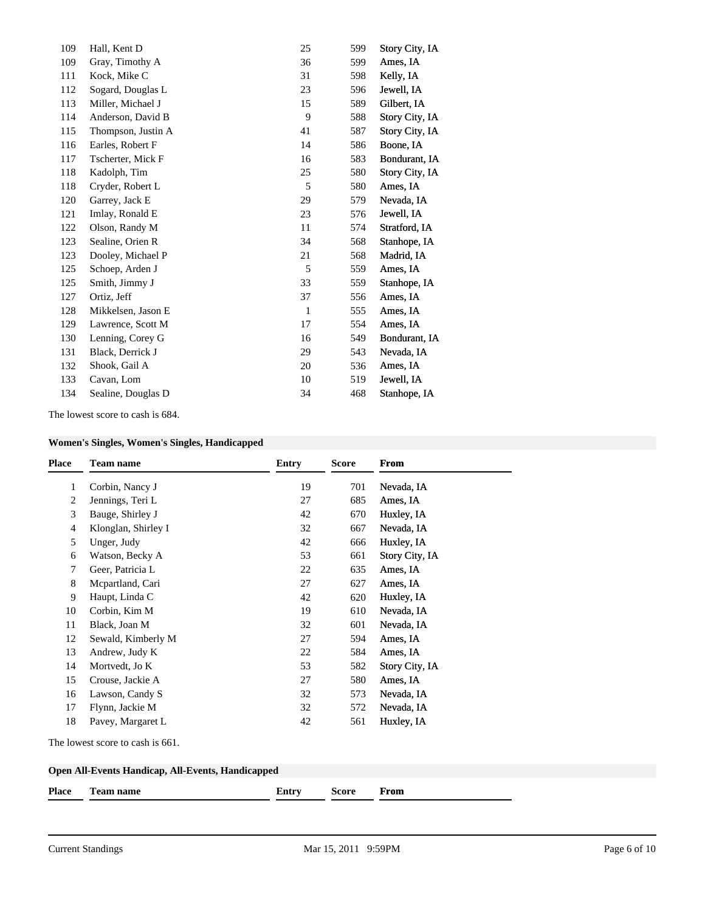| Place | Team name | Entry | Score | From |
|---|---|---|---|---|
| 109 | Hall, Kent D | 25 | 599 | Story City, IA |
| 109 | Gray, Timothy A | 36 | 599 | Ames, IA |
| 111 | Kock, Mike C | 31 | 598 | Kelly, IA |
| 112 | Sogard, Douglas L | 23 | 596 | Jewell, IA |
| 113 | Miller, Michael J | 15 | 589 | Gilbert, IA |
| 114 | Anderson, David B | 9 | 588 | Story City, IA |
| 115 | Thompson, Justin A | 41 | 587 | Story City, IA |
| 116 | Earles, Robert F | 14 | 586 | Boone, IA |
| 117 | Tscherter, Mick F | 16 | 583 | Bondurant, IA |
| 118 | Kadolph, Tim | 25 | 580 | Story City, IA |
| 118 | Cryder, Robert L | 5 | 580 | Ames, IA |
| 120 | Garrey, Jack E | 29 | 579 | Nevada, IA |
| 121 | Imlay, Ronald E | 23 | 576 | Jewell, IA |
| 122 | Olson, Randy M | 11 | 574 | Stratford, IA |
| 123 | Sealine, Orien R | 34 | 568 | Stanhope, IA |
| 123 | Dooley, Michael P | 21 | 568 | Madrid, IA |
| 125 | Schoep, Arden J | 5 | 559 | Ames, IA |
| 125 | Smith, Jimmy J | 33 | 559 | Stanhope, IA |
| 127 | Ortiz, Jeff | 37 | 556 | Ames, IA |
| 128 | Mikkelsen, Jason E | 1 | 555 | Ames, IA |
| 129 | Lawrence, Scott M | 17 | 554 | Ames, IA |
| 130 | Lenning, Corey G | 16 | 549 | Bondurant, IA |
| 131 | Black, Derrick J | 29 | 543 | Nevada, IA |
| 132 | Shook, Gail A | 20 | 536 | Ames, IA |
| 133 | Cavan, Lom | 10 | 519 | Jewell, IA |
| 134 | Sealine, Douglas D | 34 | 468 | Stanhope, IA |

The lowest score to cash is 684.

**Women's Singles, Women's Singles, Handicapped**

| Place | Team name | Entry | Score | From |
|---|---|---|---|---|
| 1 | Corbin, Nancy J | 19 | 701 | Nevada, IA |
| 2 | Jennings, Teri L | 27 | 685 | Ames, IA |
| 3 | Bauge, Shirley J | 42 | 670 | Huxley, IA |
| 4 | Klonglan, Shirley I | 32 | 667 | Nevada, IA |
| 5 | Unger, Judy | 42 | 666 | Huxley, IA |
| 6 | Watson, Becky A | 53 | 661 | Story City, IA |
| 7 | Geer, Patricia L | 22 | 635 | Ames, IA |
| 8 | Mcpartland, Cari | 27 | 627 | Ames, IA |
| 9 | Haupt, Linda C | 42 | 620 | Huxley, IA |
| 10 | Corbin, Kim M | 19 | 610 | Nevada, IA |
| 11 | Black, Joan M | 32 | 601 | Nevada, IA |
| 12 | Sewald, Kimberly M | 27 | 594 | Ames, IA |
| 13 | Andrew, Judy K | 22 | 584 | Ames, IA |
| 14 | Mortvedt, Jo K | 53 | 582 | Story City, IA |
| 15 | Crouse, Jackie A | 27 | 580 | Ames, IA |
| 16 | Lawson, Candy S | 32 | 573 | Nevada, IA |
| 17 | Flynn, Jackie M | 32 | 572 | Nevada, IA |
| 18 | Pavey, Margaret L | 42 | 561 | Huxley, IA |

The lowest score to cash is 661.

**Open All-Events Handicap, All-Events, Handicapped**

| Place | Team name | Entry | Score | From |
|---|---|---|---|---|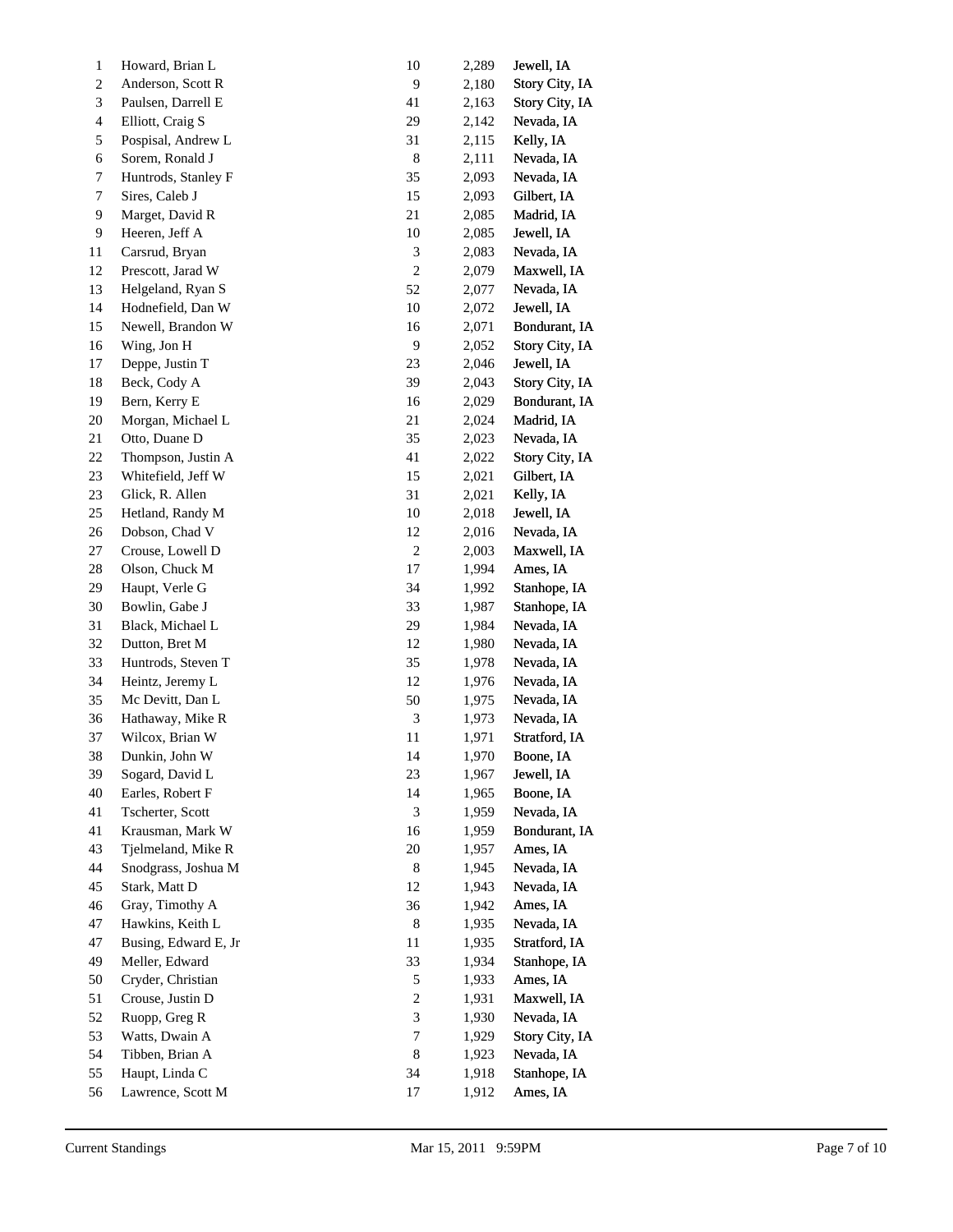| | | | | |
|---|---|---|---|---|
| 1 | Howard, Brian L | 10 | 2,289 | Jewell, IA |
| 2 | Anderson, Scott R | 9 | 2,180 | Story City, IA |
| 3 | Paulsen, Darrell E | 41 | 2,163 | Story City, IA |
| 4 | Elliott, Craig S | 29 | 2,142 | Nevada, IA |
| 5 | Pospisal, Andrew L | 31 | 2,115 | Kelly, IA |
| 6 | Sorem, Ronald J | 8 | 2,111 | Nevada, IA |
| 7 | Huntrods, Stanley F | 35 | 2,093 | Nevada, IA |
| 7 | Sires, Caleb J | 15 | 2,093 | Gilbert, IA |
| 9 | Marget, David R | 21 | 2,085 | Madrid, IA |
| 9 | Heeren, Jeff A | 10 | 2,085 | Jewell, IA |
| 11 | Carsrud, Bryan | 3 | 2,083 | Nevada, IA |
| 12 | Prescott, Jarad W | 2 | 2,079 | Maxwell, IA |
| 13 | Helgeland, Ryan S | 52 | 2,077 | Nevada, IA |
| 14 | Hodnefield, Dan W | 10 | 2,072 | Jewell, IA |
| 15 | Newell, Brandon W | 16 | 2,071 | Bondurant, IA |
| 16 | Wing, Jon H | 9 | 2,052 | Story City, IA |
| 17 | Deppe, Justin T | 23 | 2,046 | Jewell, IA |
| 18 | Beck, Cody A | 39 | 2,043 | Story City, IA |
| 19 | Bern, Kerry E | 16 | 2,029 | Bondurant, IA |
| 20 | Morgan, Michael L | 21 | 2,024 | Madrid, IA |
| 21 | Otto, Duane D | 35 | 2,023 | Nevada, IA |
| 22 | Thompson, Justin A | 41 | 2,022 | Story City, IA |
| 23 | Whitefield, Jeff W | 15 | 2,021 | Gilbert, IA |
| 23 | Glick, R. Allen | 31 | 2,021 | Kelly, IA |
| 25 | Hetland, Randy M | 10 | 2,018 | Jewell, IA |
| 26 | Dobson, Chad V | 12 | 2,016 | Nevada, IA |
| 27 | Crouse, Lowell D | 2 | 2,003 | Maxwell, IA |
| 28 | Olson, Chuck M | 17 | 1,994 | Ames, IA |
| 29 | Haupt, Verle G | 34 | 1,992 | Stanhope, IA |
| 30 | Bowlin, Gabe J | 33 | 1,987 | Stanhope, IA |
| 31 | Black, Michael L | 29 | 1,984 | Nevada, IA |
| 32 | Dutton, Bret M | 12 | 1,980 | Nevada, IA |
| 33 | Huntrods, Steven T | 35 | 1,978 | Nevada, IA |
| 34 | Heintz, Jeremy L | 12 | 1,976 | Nevada, IA |
| 35 | Mc Devitt, Dan L | 50 | 1,975 | Nevada, IA |
| 36 | Hathaway, Mike R | 3 | 1,973 | Nevada, IA |
| 37 | Wilcox, Brian W | 11 | 1,971 | Stratford, IA |
| 38 | Dunkin, John W | 14 | 1,970 | Boone, IA |
| 39 | Sogard, David L | 23 | 1,967 | Jewell, IA |
| 40 | Earles, Robert F | 14 | 1,965 | Boone, IA |
| 41 | Tscherter, Scott | 3 | 1,959 | Nevada, IA |
| 41 | Krausman, Mark W | 16 | 1,959 | Bondurant, IA |
| 43 | Tjelmeland, Mike R | 20 | 1,957 | Ames, IA |
| 44 | Snodgrass, Joshua M | 8 | 1,945 | Nevada, IA |
| 45 | Stark, Matt D | 12 | 1,943 | Nevada, IA |
| 46 | Gray, Timothy A | 36 | 1,942 | Ames, IA |
| 47 | Hawkins, Keith L | 8 | 1,935 | Nevada, IA |
| 47 | Busing, Edward E, Jr | 11 | 1,935 | Stratford, IA |
| 49 | Meller, Edward | 33 | 1,934 | Stanhope, IA |
| 50 | Cryder, Christian | 5 | 1,933 | Ames, IA |
| 51 | Crouse, Justin D | 2 | 1,931 | Maxwell, IA |
| 52 | Ruopp, Greg R | 3 | 1,930 | Nevada, IA |
| 53 | Watts, Dwain A | 7 | 1,929 | Story City, IA |
| 54 | Tibben, Brian A | 8 | 1,923 | Nevada, IA |
| 55 | Haupt, Linda C | 34 | 1,918 | Stanhope, IA |
| 56 | Lawrence, Scott M | 17 | 1,912 | Ames, IA |

Current Standings Mar 15, 2011 9:59PM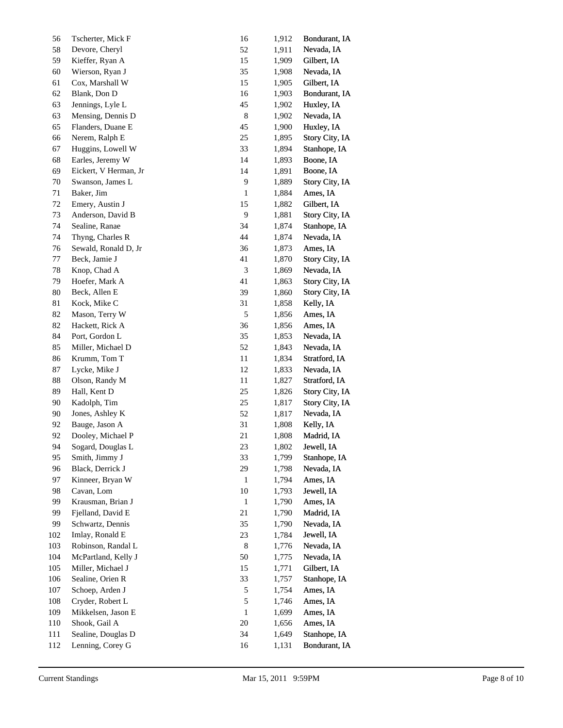| | | | | |
|---|---|---|---|---|
| 56 | Tscherter, Mick F | 16 | 1,912 | Bondurant, IA |
| 58 | Devore, Cheryl | 52 | 1,911 | Nevada, IA |
| 59 | Kieffer, Ryan A | 15 | 1,909 | Gilbert, IA |
| 60 | Wierson, Ryan J | 35 | 1,908 | Nevada, IA |
| 61 | Cox, Marshall W | 15 | 1,905 | Gilbert, IA |
| 62 | Blank, Don D | 16 | 1,903 | Bondurant, IA |
| 63 | Jennings, Lyle L | 45 | 1,902 | Huxley, IA |
| 63 | Mensing, Dennis D | 8 | 1,902 | Nevada, IA |
| 65 | Flanders, Duane E | 45 | 1,900 | Huxley, IA |
| 66 | Nerem, Ralph E | 25 | 1,895 | Story City, IA |
| 67 | Huggins, Lowell W | 33 | 1,894 | Stanhope, IA |
| 68 | Earles, Jeremy W | 14 | 1,893 | Boone, IA |
| 69 | Eickert, V Herman, Jr | 14 | 1,891 | Boone, IA |
| 70 | Swanson, James L | 9 | 1,889 | Story City, IA |
| 71 | Baker, Jim | 1 | 1,884 | Ames, IA |
| 72 | Emery, Austin J | 15 | 1,882 | Gilbert, IA |
| 73 | Anderson, David B | 9 | 1,881 | Story City, IA |
| 74 | Sealine, Ranae | 34 | 1,874 | Stanhope, IA |
| 74 | Thyng, Charles R | 44 | 1,874 | Nevada, IA |
| 76 | Sewald, Ronald D, Jr | 36 | 1,873 | Ames, IA |
| 77 | Beck, Jamie J | 41 | 1,870 | Story City, IA |
| 78 | Knop, Chad A | 3 | 1,869 | Nevada, IA |
| 79 | Hoefer, Mark A | 41 | 1,863 | Story City, IA |
| 80 | Beck, Allen E | 39 | 1,860 | Story City, IA |
| 81 | Kock, Mike C | 31 | 1,858 | Kelly, IA |
| 82 | Mason, Terry W | 5 | 1,856 | Ames, IA |
| 82 | Hackett, Rick A | 36 | 1,856 | Ames, IA |
| 84 | Port, Gordon L | 35 | 1,853 | Nevada, IA |
| 85 | Miller, Michael D | 52 | 1,843 | Nevada, IA |
| 86 | Krumm, Tom T | 11 | 1,834 | Stratford, IA |
| 87 | Lycke, Mike J | 12 | 1,833 | Nevada, IA |
| 88 | Olson, Randy M | 11 | 1,827 | Stratford, IA |
| 89 | Hall, Kent D | 25 | 1,826 | Story City, IA |
| 90 | Kadolph, Tim | 25 | 1,817 | Story City, IA |
| 90 | Jones, Ashley K | 52 | 1,817 | Nevada, IA |
| 92 | Bauge, Jason A | 31 | 1,808 | Kelly, IA |
| 92 | Dooley, Michael P | 21 | 1,808 | Madrid, IA |
| 94 | Sogard, Douglas L | 23 | 1,802 | Jewell, IA |
| 95 | Smith, Jimmy J | 33 | 1,799 | Stanhope, IA |
| 96 | Black, Derrick J | 29 | 1,798 | Nevada, IA |
| 97 | Kinneer, Bryan W | 1 | 1,794 | Ames, IA |
| 98 | Cavan, Lom | 10 | 1,793 | Jewell, IA |
| 99 | Krausman, Brian J | 1 | 1,790 | Ames, IA |
| 99 | Fjelland, David E | 21 | 1,790 | Madrid, IA |
| 99 | Schwartz, Dennis | 35 | 1,790 | Nevada, IA |
| 102 | Imlay, Ronald E | 23 | 1,784 | Jewell, IA |
| 103 | Robinson, Randal L | 8 | 1,776 | Nevada, IA |
| 104 | McPartland, Kelly J | 50 | 1,775 | Nevada, IA |
| 105 | Miller, Michael J | 15 | 1,771 | Gilbert, IA |
| 106 | Sealine, Orien R | 33 | 1,757 | Stanhope, IA |
| 107 | Schoep, Arden J | 5 | 1,754 | Ames, IA |
| 108 | Cryder, Robert L | 5 | 1,746 | Ames, IA |
| 109 | Mikkelsen, Jason E | 1 | 1,699 | Ames, IA |
| 110 | Shook, Gail A | 20 | 1,656 | Ames, IA |
| 111 | Sealine, Douglas D | 34 | 1,649 | Stanhope, IA |
| 112 | Lenning, Corey G | 16 | 1,131 | Bondurant, IA |

Current Standings Mar 15, 2011 9:59PM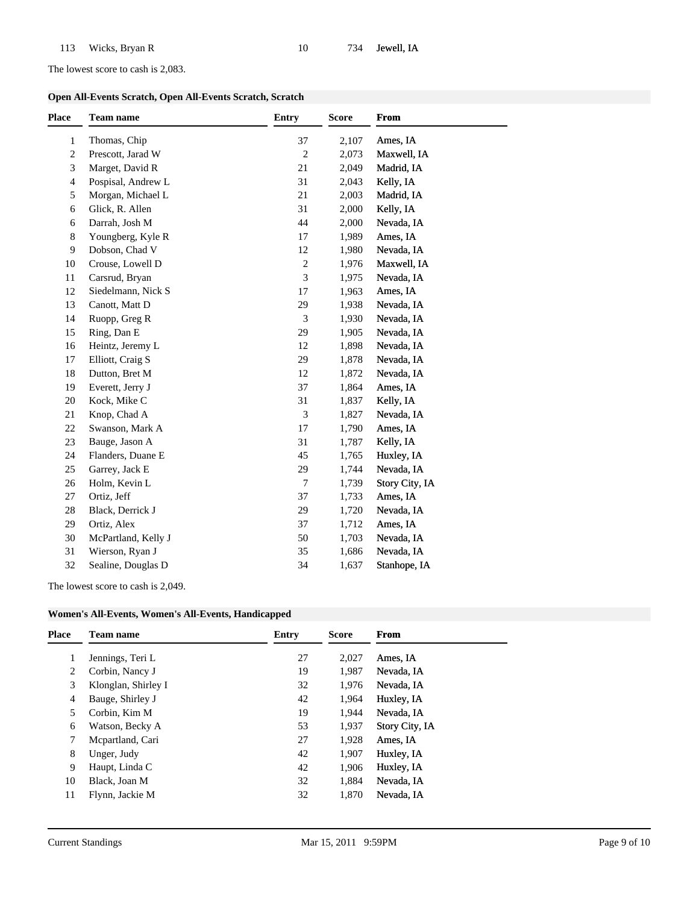| | | | | |
|---|---|---|---|---|
| 113 | Wicks, Bryan R | 10 | 734 | Jewell, IA |

The lowest score to cash is 2,083.

**Open All-Events Scratch, Open All-Events Scratch, Scratch**

| Place | Team name | Entry | Score | From |
|---|---|---|---|---|
| 1 | Thomas, Chip | 37 | 2,107 | Ames, IA |
| 2 | Prescott, Jarad W | 2 | 2,073 | Maxwell, IA |
| 3 | Marget, David R | 21 | 2,049 | Madrid, IA |
| 4 | Pospisal, Andrew L | 31 | 2,043 | Kelly, IA |
| 5 | Morgan, Michael L | 21 | 2,003 | Madrid, IA |
| 6 | Glick, R. Allen | 31 | 2,000 | Kelly, IA |
| 6 | Darrah, Josh M | 44 | 2,000 | Nevada, IA |
| 8 | Youngberg, Kyle R | 17 | 1,989 | Ames, IA |
| 9 | Dobson, Chad V | 12 | 1,980 | Nevada, IA |
| 10 | Crouse, Lowell D | 2 | 1,976 | Maxwell, IA |
| 11 | Carsrud, Bryan | 3 | 1,975 | Nevada, IA |
| 12 | Siedelmann, Nick S | 17 | 1,963 | Ames, IA |
| 13 | Canott, Matt D | 29 | 1,938 | Nevada, IA |
| 14 | Ruopp, Greg R | 3 | 1,930 | Nevada, IA |
| 15 | Ring, Dan E | 29 | 1,905 | Nevada, IA |
| 16 | Heintz, Jeremy L | 12 | 1,898 | Nevada, IA |
| 17 | Elliott, Craig S | 29 | 1,878 | Nevada, IA |
| 18 | Dutton, Bret M | 12 | 1,872 | Nevada, IA |
| 19 | Everett, Jerry J | 37 | 1,864 | Ames, IA |
| 20 | Kock, Mike C | 31 | 1,837 | Kelly, IA |
| 21 | Knop, Chad A | 3 | 1,827 | Nevada, IA |
| 22 | Swanson, Mark A | 17 | 1,790 | Ames, IA |
| 23 | Bauge, Jason A | 31 | 1,787 | Kelly, IA |
| 24 | Flanders, Duane E | 45 | 1,765 | Huxley, IA |
| 25 | Garrey, Jack E | 29 | 1,744 | Nevada, IA |
| 26 | Holm, Kevin L | 7 | 1,739 | Story City, IA |
| 27 | Ortiz, Jeff | 37 | 1,733 | Ames, IA |
| 28 | Black, Derrick J | 29 | 1,720 | Nevada, IA |
| 29 | Ortiz, Alex | 37 | 1,712 | Ames, IA |
| 30 | McPartland, Kelly J | 50 | 1,703 | Nevada, IA |
| 31 | Wierson, Ryan J | 35 | 1,686 | Nevada, IA |
| 32 | Sealine, Douglas D | 34 | 1,637 | Stanhope, IA |

The lowest score to cash is 2,049.

**Women's All-Events, Women's All-Events, Handicapped**

| Place | Team name | Entry | Score | From |
|---|---|---|---|---|
| 1 | Jennings, Teri L | 27 | 2,027 | Ames, IA |
| 2 | Corbin, Nancy J | 19 | 1,987 | Nevada, IA |
| 3 | Klonglan, Shirley I | 32 | 1,976 | Nevada, IA |
| 4 | Bauge, Shirley J | 42 | 1,964 | Huxley, IA |
| 5 | Corbin, Kim M | 19 | 1,944 | Nevada, IA |
| 6 | Watson, Becky A | 53 | 1,937 | Story City, IA |
| 7 | Mcpartland, Cari | 27 | 1,928 | Ames, IA |
| 8 | Unger, Judy | 42 | 1,907 | Huxley, IA |
| 9 | Haupt, Linda C | 42 | 1,906 | Huxley, IA |
| 10 | Black, Joan M | 32 | 1,884 | Nevada, IA |
| 11 | Flynn, Jackie M | 32 | 1,870 | Nevada, IA |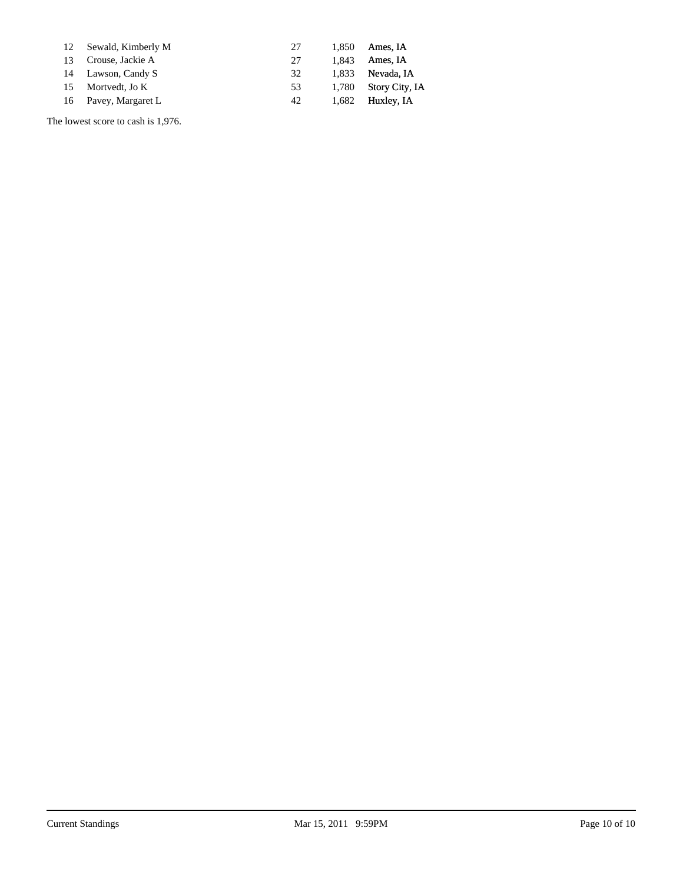| | | | | |
|---|---|---|---|---|
| 12 | Sewald, Kimberly M | 27 | 1,850 | Ames, IA |
| 13 | Crouse, Jackie A | 27 | 1,843 | Ames, IA |
| 14 | Lawson, Candy S | 32 | 1,833 | Nevada, IA |
| 15 | Mortvedt, Jo K | 53 | 1,780 | Story City, IA |
| 16 | Pavey, Margaret L | 42 | 1,682 | Huxley, IA |

The lowest score to cash is 1,976.